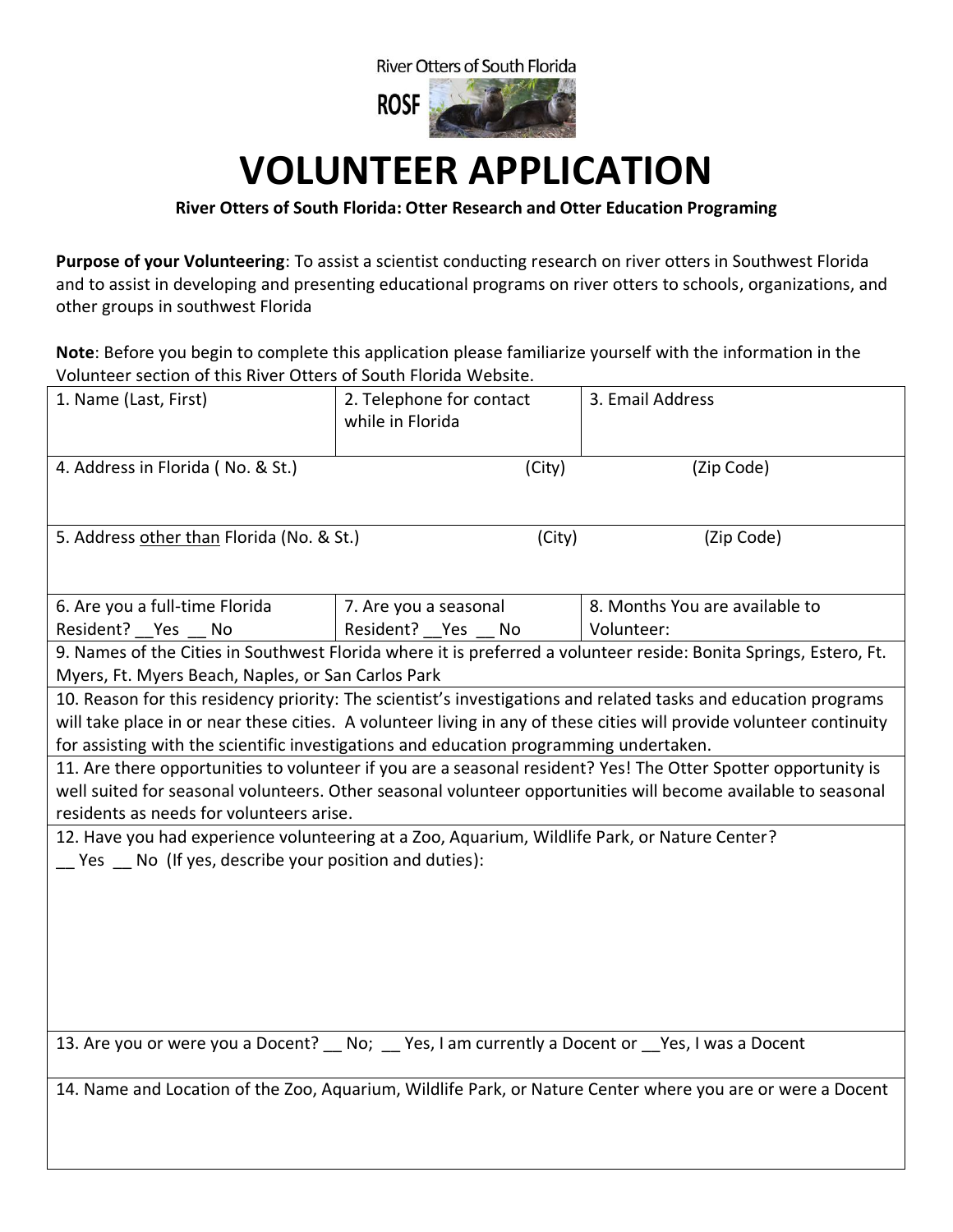River Otters of South Florida

ROSF

# VOLUNTEER APPLICATION

**River Otters of South Florida: Otter Research and Otter Education Programing**

**Purpose of your Volunteering**: To assist a scientist conducting research on river otters in Southwest Florida and to assist in developing and presenting educational programs on river otters to schools, organizations, and other groups in southwest Florida

**Note**: Before you begin to complete this application please familiarize yourself with the information in the Volunteer section of this River Otters of South Florida Website.

| 1. Name (Last, First) | 2. Telephone for contact while in Florida | 3. Email Address |
|---|---|---|
| 4. Address in Florida ( No. & St.) | (City) | (Zip Code) |
| 5. Address <u>other than</u> Florida (No. & St.) | (City) | (Zip Code) |
| 6. Are you a full-time Florida Resident? __Yes __ No | 7. Are you a seasonal Resident? __Yes __ No | 8. Months You are available to Volunteer: |
| 9. Names of the Cities in Southwest Florida where it is preferred a volunteer reside: Bonita Springs, Estero, Ft. Myers, Ft. Myers Beach, Naples, or San Carlos Park | | |
| 10. Reason for this residency priority: The scientist's investigations and related tasks and education programs will take place in or near these cities. A volunteer living in any of these cities will provide volunteer continuity for assisting with the scientific investigations and education programming undertaken. | | |
| 11. Are there opportunities to volunteer if you are a seasonal resident? Yes! The Otter Spotter opportunity is well suited for seasonal volunteers. Other seasonal volunteer opportunities will become available to seasonal residents as needs for volunteers arise. | | |
| 12. Have you had experience volunteering at a Zoo, Aquarium, Wildlife Park, or Nature Center? __ Yes __ No (If yes, describe your position and duties): | | |
| 13. Are you or were you a Docent? __ No; __ Yes, I am currently a Docent or __Yes, I was a Docent | | |
| 14. Name and Location of the Zoo, Aquarium, Wildlife Park, or Nature Center where you are or were a Docent | | |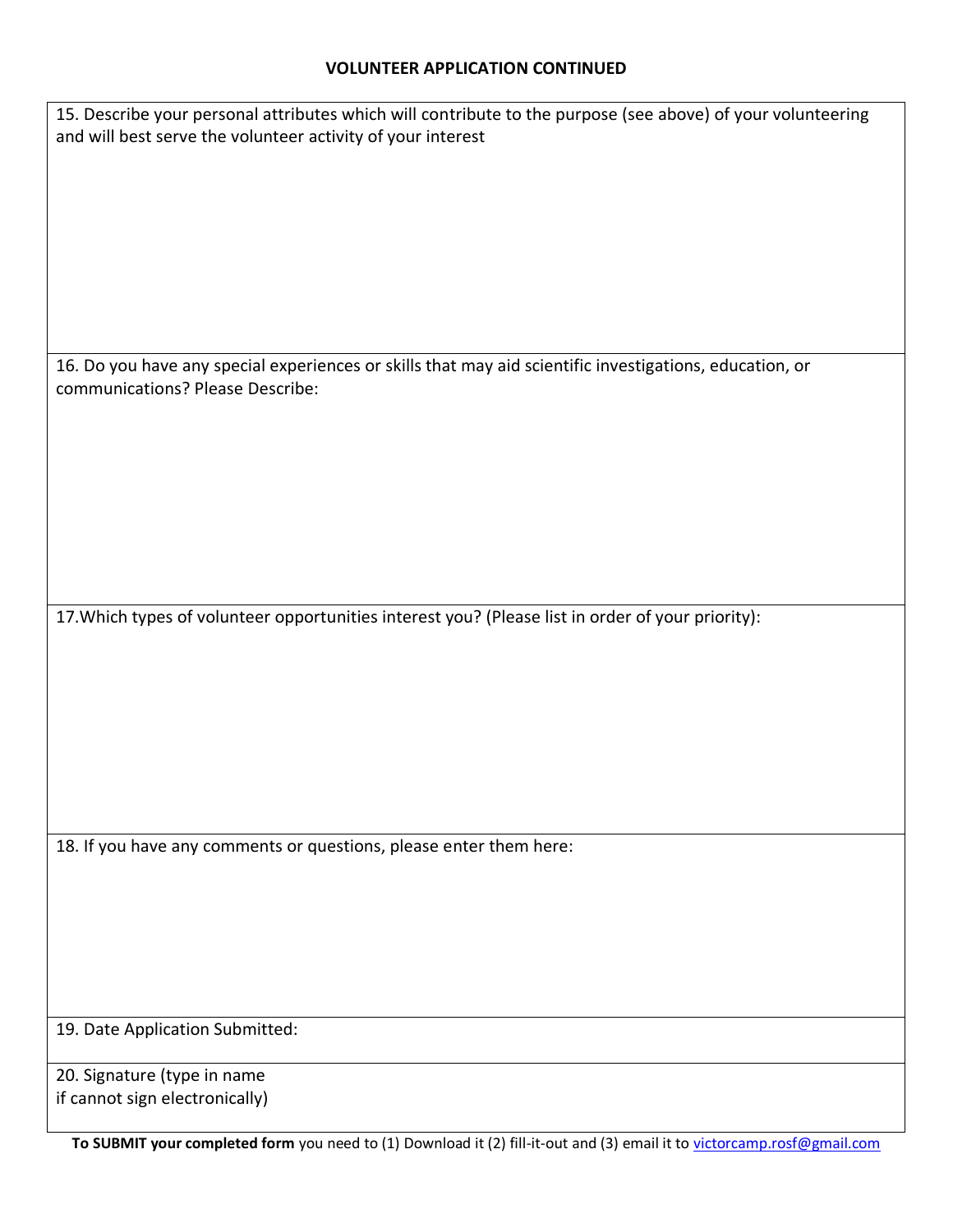## VOLUNTEER APPLICATION CONTINUED

| |
|---|
| 15. Describe your personal attributes which will contribute to the purpose (see above) of your volunteering and will best serve the volunteer activity of your interest |
| 16. Do you have any special experiences or skills that may aid scientific investigations, education, or communications? Please Describe: |
| 17.Which types of volunteer opportunities interest you? (Please list in order of your priority): |
| 18. If you have any comments or questions, please enter them here: |
| 19. Date Application Submitted: |
| 20. Signature (type in name if cannot sign electronically) |

**To SUBMIT your completed form** you need to (1) Download it (2) fill-it-out and (3) email it to victorcamp.rosf@gmail.com